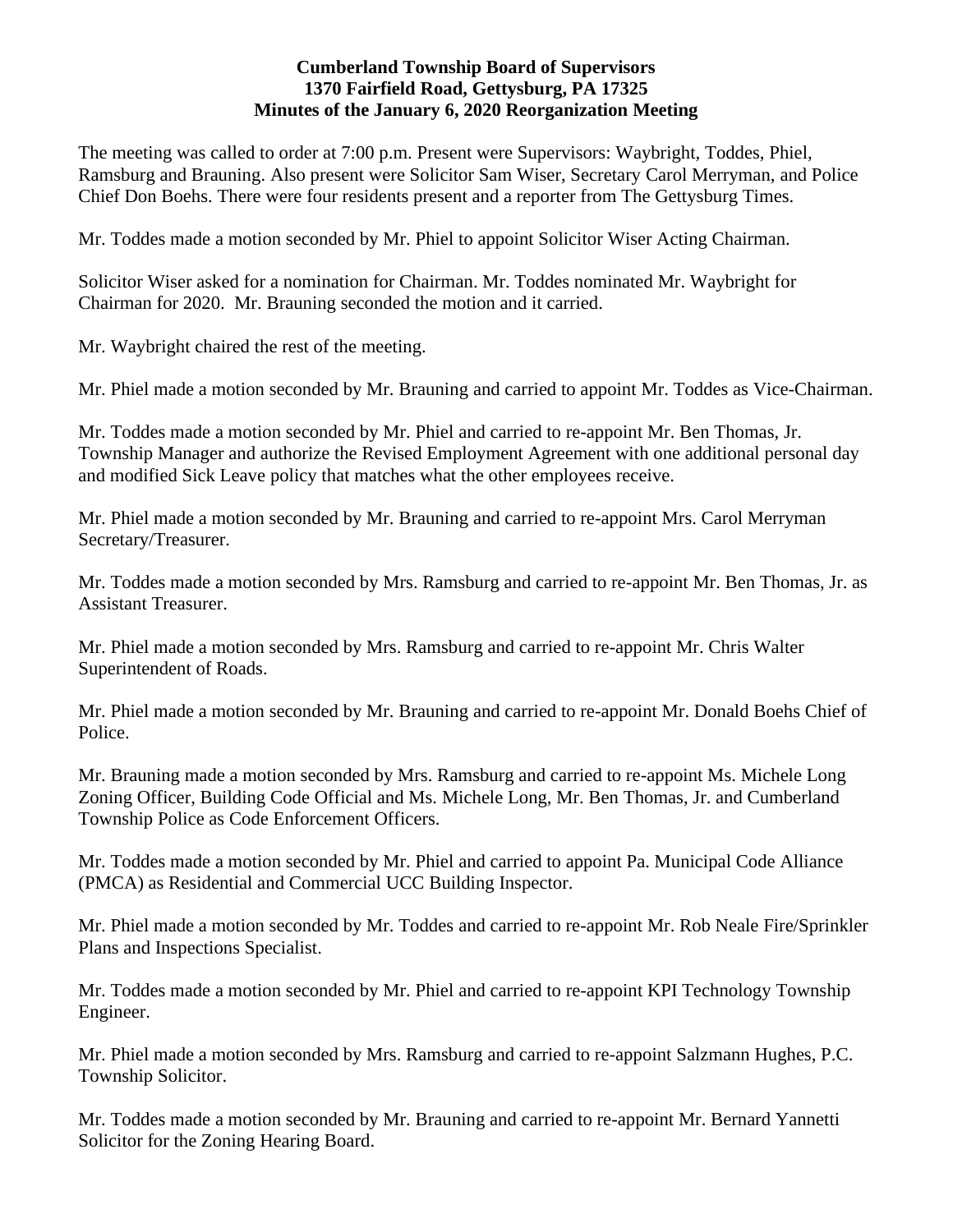**Cumberland Township Board of Supervisors**
**1370 Fairfield Road, Gettysburg, PA 17325**
**Minutes of the January 6, 2020 Reorganization Meeting**

The meeting was called to order at 7:00 p.m. Present were Supervisors: Waybright, Toddes, Phiel, Ramsburg and Brauning. Also present were Solicitor Sam Wiser, Secretary Carol Merryman, and Police Chief Don Boehs. There were four residents present and a reporter from The Gettysburg Times.

Mr. Toddes made a motion seconded by Mr. Phiel to appoint Solicitor Wiser Acting Chairman.

Solicitor Wiser asked for a nomination for Chairman. Mr. Toddes nominated Mr. Waybright for Chairman for 2020. Mr. Brauning seconded the motion and it carried.

Mr. Waybright chaired the rest of the meeting.

Mr. Phiel made a motion seconded by Mr. Brauning and carried to appoint Mr. Toddes as Vice-Chairman.

Mr. Toddes made a motion seconded by Mr. Phiel and carried to re-appoint Mr. Ben Thomas, Jr. Township Manager and authorize the Revised Employment Agreement with one additional personal day and modified Sick Leave policy that matches what the other employees receive.

Mr. Phiel made a motion seconded by Mr. Brauning and carried to re-appoint Mrs. Carol Merryman Secretary/Treasurer.

Mr. Toddes made a motion seconded by Mrs. Ramsburg and carried to re-appoint Mr. Ben Thomas, Jr. as Assistant Treasurer.

Mr. Phiel made a motion seconded by Mrs. Ramsburg and carried to re-appoint Mr. Chris Walter Superintendent of Roads.

Mr. Phiel made a motion seconded by Mr. Brauning and carried to re-appoint Mr. Donald Boehs Chief of Police.

Mr. Brauning made a motion seconded by Mrs. Ramsburg and carried to re-appoint Ms. Michele Long Zoning Officer, Building Code Official and Ms. Michele Long, Mr. Ben Thomas, Jr. and Cumberland Township Police as Code Enforcement Officers.

Mr. Toddes made a motion seconded by Mr. Phiel and carried to appoint Pa. Municipal Code Alliance (PMCA) as Residential and Commercial UCC Building Inspector.

Mr. Phiel made a motion seconded by Mr. Toddes and carried to re-appoint Mr. Rob Neale Fire/Sprinkler Plans and Inspections Specialist.

Mr. Toddes made a motion seconded by Mr. Phiel and carried to re-appoint KPI Technology Township Engineer.

Mr. Phiel made a motion seconded by Mrs. Ramsburg and carried to re-appoint Salzmann Hughes, P.C. Township Solicitor.

Mr. Toddes made a motion seconded by Mr. Brauning and carried to re-appoint Mr. Bernard Yannetti Solicitor for the Zoning Hearing Board.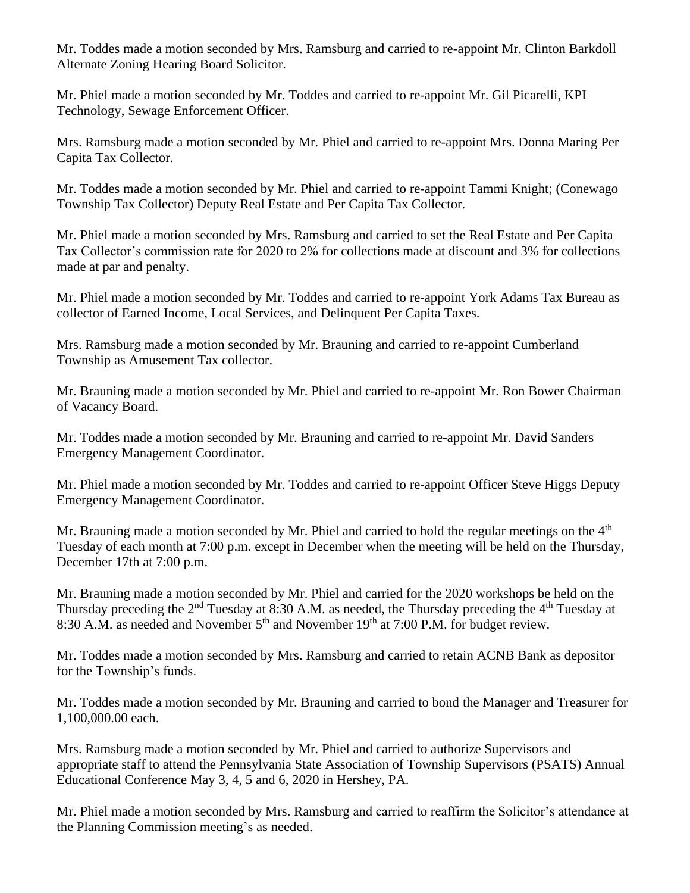Mr. Toddes made a motion seconded by Mrs. Ramsburg and carried to re-appoint Mr. Clinton Barkdoll Alternate Zoning Hearing Board Solicitor.

Mr. Phiel made a motion seconded by Mr. Toddes and carried to re-appoint Mr. Gil Picarelli, KPI Technology, Sewage Enforcement Officer.

Mrs. Ramsburg made a motion seconded by Mr. Phiel and carried to re-appoint Mrs. Donna Maring Per Capita Tax Collector.

Mr. Toddes made a motion seconded by Mr. Phiel and carried to re-appoint Tammi Knight; (Conewago Township Tax Collector) Deputy Real Estate and Per Capita Tax Collector.

Mr. Phiel made a motion seconded by Mrs. Ramsburg and carried to set the Real Estate and Per Capita Tax Collector's commission rate for 2020 to 2% for collections made at discount and 3% for collections made at par and penalty.

Mr. Phiel made a motion seconded by Mr. Toddes and carried to re-appoint York Adams Tax Bureau as collector of Earned Income, Local Services, and Delinquent Per Capita Taxes.

Mrs. Ramsburg made a motion seconded by Mr. Brauning and carried to re-appoint Cumberland Township as Amusement Tax collector.

Mr. Brauning made a motion seconded by Mr. Phiel and carried to re-appoint Mr. Ron Bower Chairman of Vacancy Board.

Mr. Toddes made a motion seconded by Mr. Brauning and carried to re-appoint Mr. David Sanders Emergency Management Coordinator.

Mr. Phiel made a motion seconded by Mr. Toddes and carried to re-appoint Officer Steve Higgs Deputy Emergency Management Coordinator.

Mr. Brauning made a motion seconded by Mr. Phiel and carried to hold the regular meetings on the 4th Tuesday of each month at 7:00 p.m. except in December when the meeting will be held on the Thursday, December 17th at 7:00 p.m.

Mr. Brauning made a motion seconded by Mr. Phiel and carried for the 2020 workshops be held on the Thursday preceding the 2nd Tuesday at 8:30 A.M. as needed, the Thursday preceding the 4th Tuesday at 8:30 A.M. as needed and November 5th and November 19th at 7:00 P.M. for budget review.

Mr. Toddes made a motion seconded by Mrs. Ramsburg and carried to retain ACNB Bank as depositor for the Township's funds.

Mr. Toddes made a motion seconded by Mr. Brauning and carried to bond the Manager and Treasurer for 1,100,000.00 each.

Mrs. Ramsburg made a motion seconded by Mr. Phiel and carried to authorize Supervisors and appropriate staff to attend the Pennsylvania State Association of Township Supervisors (PSATS) Annual Educational Conference May 3, 4, 5 and 6, 2020 in Hershey, PA.

Mr. Phiel made a motion seconded by Mrs. Ramsburg and carried to reaffirm the Solicitor's attendance at the Planning Commission meeting's as needed.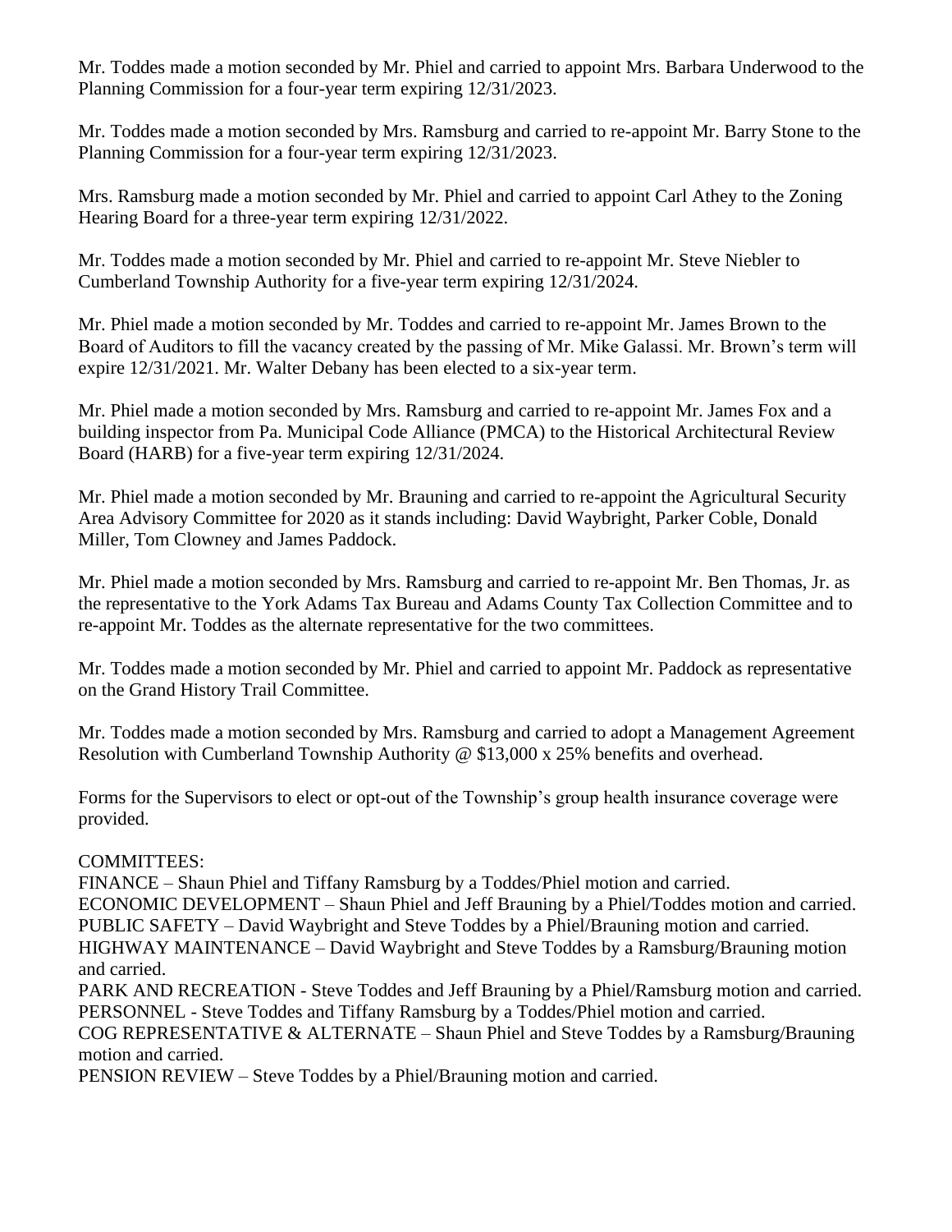Mr. Toddes made a motion seconded by Mr. Phiel and carried to appoint Mrs. Barbara Underwood to the Planning Commission for a four-year term expiring 12/31/2023.

Mr. Toddes made a motion seconded by Mrs. Ramsburg and carried to re-appoint Mr. Barry Stone to the Planning Commission for a four-year term expiring 12/31/2023.

Mrs. Ramsburg made a motion seconded by Mr. Phiel and carried to appoint Carl Athey to the Zoning Hearing Board for a three-year term expiring 12/31/2022.

Mr. Toddes made a motion seconded by Mr. Phiel and carried to re-appoint Mr. Steve Niebler to Cumberland Township Authority for a five-year term expiring 12/31/2024.

Mr. Phiel made a motion seconded by Mr. Toddes and carried to re-appoint Mr. James Brown to the Board of Auditors to fill the vacancy created by the passing of Mr. Mike Galassi. Mr. Brown's term will expire 12/31/2021. Mr. Walter Debany has been elected to a six-year term.

Mr. Phiel made a motion seconded by Mrs. Ramsburg and carried to re-appoint Mr. James Fox and a building inspector from Pa. Municipal Code Alliance (PMCA) to the Historical Architectural Review Board (HARB) for a five-year term expiring 12/31/2024.

Mr. Phiel made a motion seconded by Mr. Brauning and carried to re-appoint the Agricultural Security Area Advisory Committee for 2020 as it stands including: David Waybright, Parker Coble, Donald Miller, Tom Clowney and James Paddock.

Mr. Phiel made a motion seconded by Mrs. Ramsburg and carried to re-appoint Mr. Ben Thomas, Jr. as the representative to the York Adams Tax Bureau and Adams County Tax Collection Committee and to re-appoint Mr. Toddes as the alternate representative for the two committees.

Mr. Toddes made a motion seconded by Mr. Phiel and carried to appoint Mr. Paddock as representative on the Grand History Trail Committee.

Mr. Toddes made a motion seconded by Mrs. Ramsburg and carried to adopt a Management Agreement Resolution with Cumberland Township Authority @ $13,000 x 25% benefits and overhead.

Forms for the Supervisors to elect or opt-out of the Township's group health insurance coverage were provided.

COMMITTEES:

FINANCE – Shaun Phiel and Tiffany Ramsburg by a Toddes/Phiel motion and carried.
ECONOMIC DEVELOPMENT – Shaun Phiel and Jeff Brauning by a Phiel/Toddes motion and carried.
PUBLIC SAFETY – David Waybright and Steve Toddes by a Phiel/Brauning motion and carried.
HIGHWAY MAINTENANCE – David Waybright and Steve Toddes by a Ramsburg/Brauning motion and carried.
PARK AND RECREATION - Steve Toddes and Jeff Brauning by a Phiel/Ramsburg motion and carried.
PERSONNEL - Steve Toddes and Tiffany Ramsburg by a Toddes/Phiel motion and carried.
COG REPRESENTATIVE & ALTERNATE – Shaun Phiel and Steve Toddes by a Ramsburg/Brauning motion and carried.
PENSION REVIEW – Steve Toddes by a Phiel/Brauning motion and carried.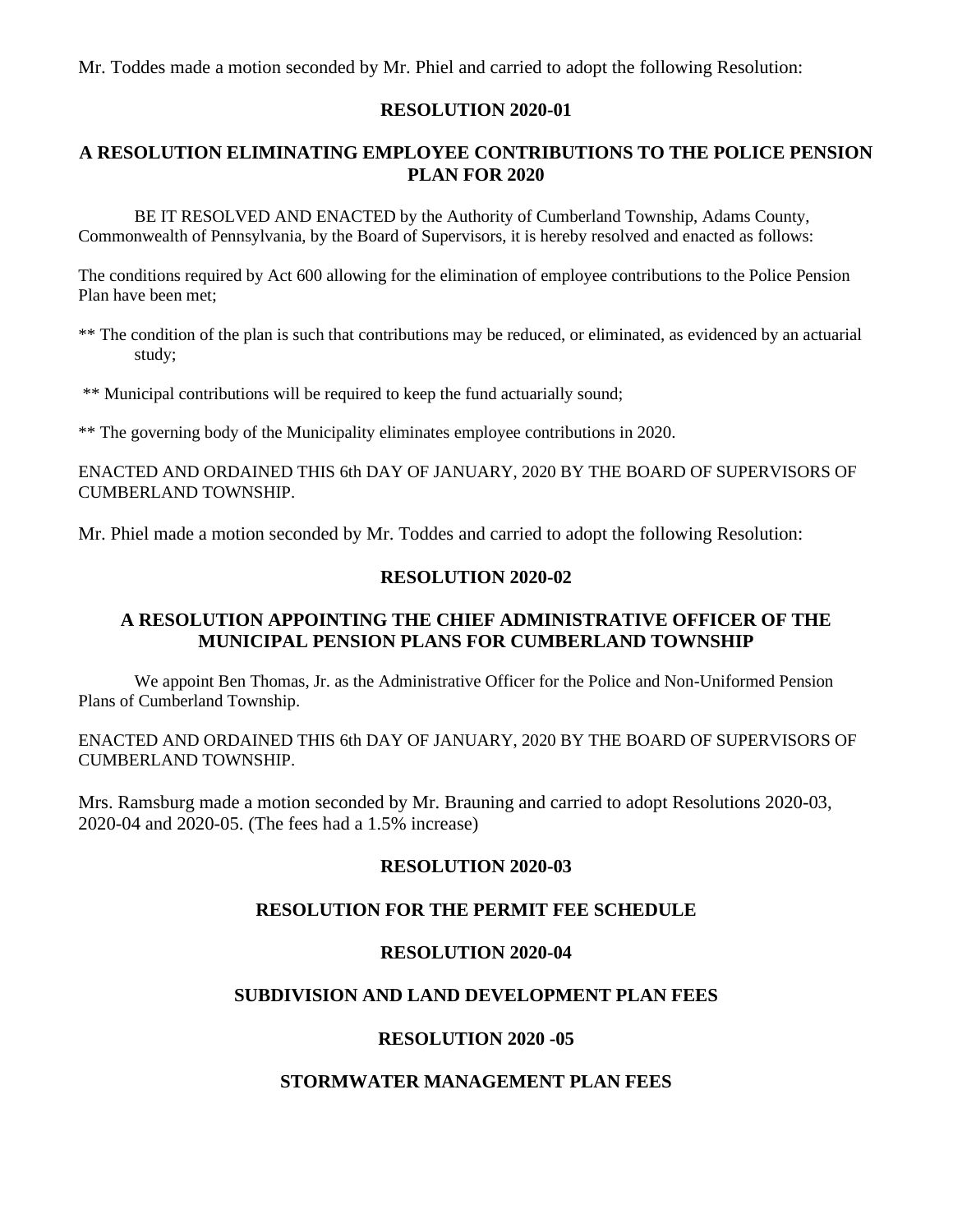Mr. Toddes made a motion seconded by Mr. Phiel and carried to adopt the following Resolution:

**RESOLUTION 2020-01**

**A RESOLUTION ELIMINATING EMPLOYEE CONTRIBUTIONS TO THE POLICE PENSION PLAN FOR 2020**

BE IT RESOLVED AND ENACTED by the Authority of Cumberland Township, Adams County, Commonwealth of Pennsylvania, by the Board of Supervisors, it is hereby resolved and enacted as follows:

The conditions required by Act 600 allowing for the elimination of employee contributions to the Police Pension Plan have been met;

** The condition of the plan is such that contributions may be reduced, or eliminated, as evidenced by an actuarial study;

** Municipal contributions will be required to keep the fund actuarially sound;

** The governing body of the Municipality eliminates employee contributions in 2020.

ENACTED AND ORDAINED THIS 6th DAY OF JANUARY, 2020 BY THE BOARD OF SUPERVISORS OF CUMBERLAND TOWNSHIP.

Mr. Phiel made a motion seconded by Mr. Toddes and carried to adopt the following Resolution:

**RESOLUTION 2020-02**

**A RESOLUTION APPOINTING THE CHIEF ADMINISTRATIVE OFFICER OF THE MUNICIPAL PENSION PLANS FOR CUMBERLAND TOWNSHIP**

We appoint Ben Thomas, Jr. as the Administrative Officer for the Police and Non-Uniformed Pension Plans of Cumberland Township.

ENACTED AND ORDAINED THIS 6th DAY OF JANUARY, 2020 BY THE BOARD OF SUPERVISORS OF CUMBERLAND TOWNSHIP.

Mrs. Ramsburg made a motion seconded by Mr. Brauning and carried to adopt Resolutions 2020-03, 2020-04 and 2020-05. (The fees had a 1.5% increase)

**RESOLUTION 2020-03**

**RESOLUTION FOR THE PERMIT FEE SCHEDULE**

**RESOLUTION 2020-04**

**SUBDIVISION AND LAND DEVELOPMENT PLAN FEES**

**RESOLUTION 2020 -05**

**STORMWATER MANAGEMENT PLAN FEES**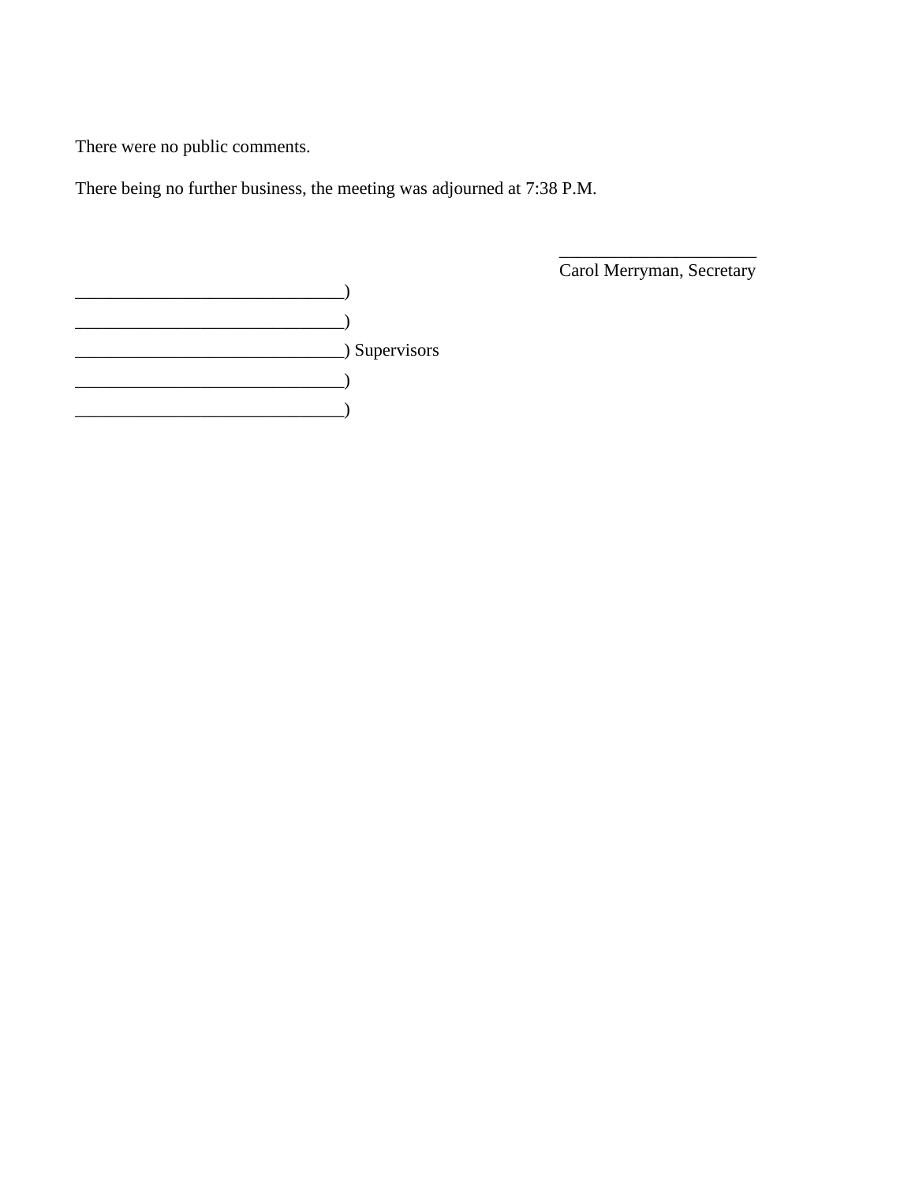There were no public comments.

There being no further business, the meeting was adjourned at 7:38 P.M.

______________________
Carol Merryman, Secretary

______________________________)
______________________________)
______________________________) Supervisors
______________________________)
______________________________)